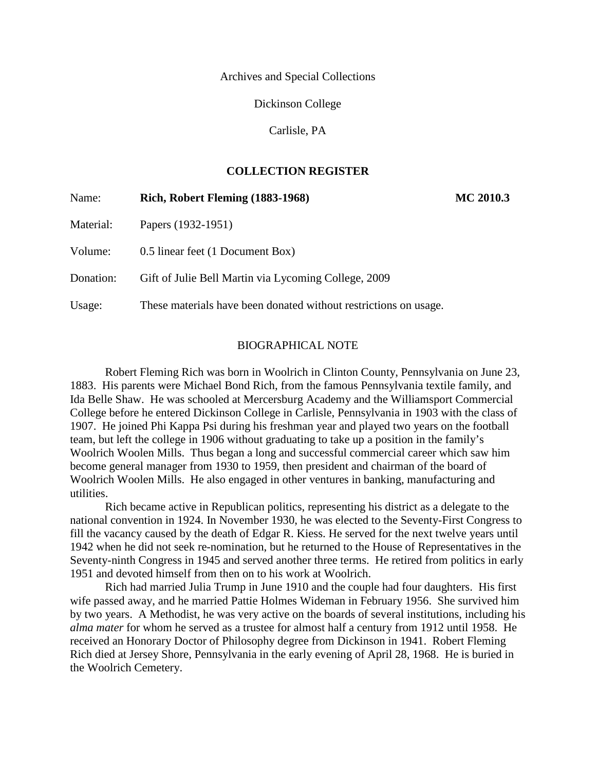Archives and Special Collections

Dickinson College

Carlisle, PA

## COLLECTION REGISTER

| | | |
|---|---|---|
| Name: | **Rich, Robert Fleming (1883-1968)** | **MC 2010.3** |
| Material: | Papers (1932-1951) | |
| Volume: | 0.5 linear feet (1 Document Box) | |
| Donation: | Gift of Julie Bell Martin via Lycoming College, 2009 | |
| Usage: | These materials have been donated without restrictions on usage. | |

### BIOGRAPHICAL NOTE

Robert Fleming Rich was born in Woolrich in Clinton County, Pennsylvania on June 23, 1883. His parents were Michael Bond Rich, from the famous Pennsylvania textile family, and Ida Belle Shaw. He was schooled at Mercersburg Academy and the Williamsport Commercial College before he entered Dickinson College in Carlisle, Pennsylvania in 1903 with the class of 1907. He joined Phi Kappa Psi during his freshman year and played two years on the football team, but left the college in 1906 without graduating to take up a position in the family's Woolrich Woolen Mills. Thus began a long and successful commercial career which saw him become general manager from 1930 to 1959, then president and chairman of the board of Woolrich Woolen Mills. He also engaged in other ventures in banking, manufacturing and utilities.

Rich became active in Republican politics, representing his district as a delegate to the national convention in 1924. In November 1930, he was elected to the Seventy-First Congress to fill the vacancy caused by the death of Edgar R. Kiess. He served for the next twelve years until 1942 when he did not seek re-nomination, but he returned to the House of Representatives in the Seventy-ninth Congress in 1945 and served another three terms. He retired from politics in early 1951 and devoted himself from then on to his work at Woolrich.

Rich had married Julia Trump in June 1910 and the couple had four daughters. His first wife passed away, and he married Pattie Holmes Wideman in February 1956. She survived him by two years. A Methodist, he was very active on the boards of several institutions, including his *alma mater* for whom he served as a trustee for almost half a century from 1912 until 1958. He received an Honorary Doctor of Philosophy degree from Dickinson in 1941. Robert Fleming Rich died at Jersey Shore, Pennsylvania in the early evening of April 28, 1968. He is buried in the Woolrich Cemetery.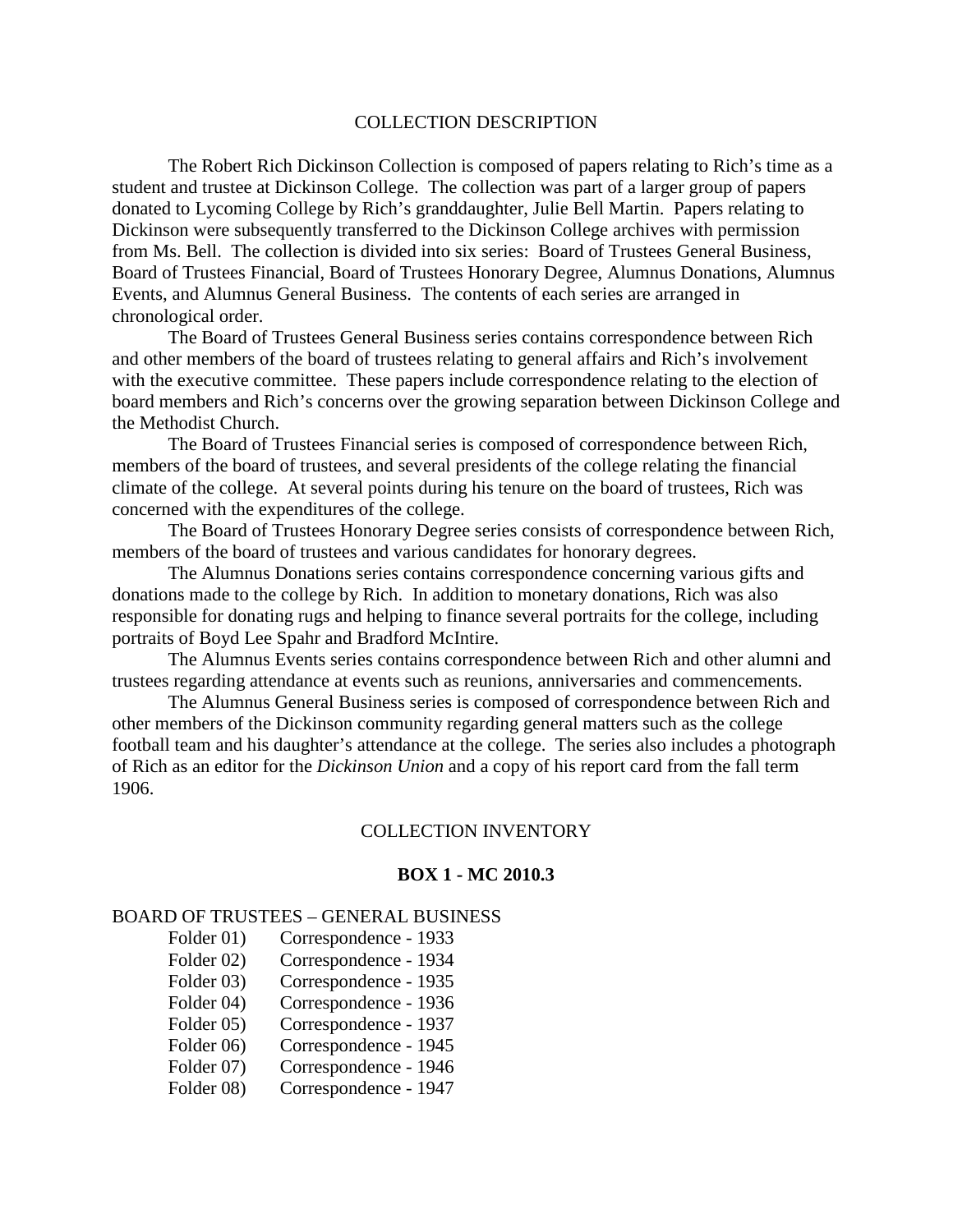## COLLECTION DESCRIPTION

The Robert Rich Dickinson Collection is composed of papers relating to Rich's time as a student and trustee at Dickinson College. The collection was part of a larger group of papers donated to Lycoming College by Rich's granddaughter, Julie Bell Martin. Papers relating to Dickinson were subsequently transferred to the Dickinson College archives with permission from Ms. Bell. The collection is divided into six series: Board of Trustees General Business, Board of Trustees Financial, Board of Trustees Honorary Degree, Alumnus Donations, Alumnus Events, and Alumnus General Business. The contents of each series are arranged in chronological order.

The Board of Trustees General Business series contains correspondence between Rich and other members of the board of trustees relating to general affairs and Rich's involvement with the executive committee. These papers include correspondence relating to the election of board members and Rich's concerns over the growing separation between Dickinson College and the Methodist Church.

The Board of Trustees Financial series is composed of correspondence between Rich, members of the board of trustees, and several presidents of the college relating the financial climate of the college. At several points during his tenure on the board of trustees, Rich was concerned with the expenditures of the college.

The Board of Trustees Honorary Degree series consists of correspondence between Rich, members of the board of trustees and various candidates for honorary degrees.

The Alumnus Donations series contains correspondence concerning various gifts and donations made to the college by Rich. In addition to monetary donations, Rich was also responsible for donating rugs and helping to finance several portraits for the college, including portraits of Boyd Lee Spahr and Bradford McIntire.

The Alumnus Events series contains correspondence between Rich and other alumni and trustees regarding attendance at events such as reunions, anniversaries and commencements.

The Alumnus General Business series is composed of correspondence between Rich and other members of the Dickinson community regarding general matters such as the college football team and his daughter's attendance at the college. The series also includes a photograph of Rich as an editor for the *Dickinson Union* and a copy of his report card from the fall term 1906.

## COLLECTION INVENTORY

### BOX 1 - MC 2010.3

BOARD OF TRUSTEES – GENERAL BUSINESS

- Folder 01) Correspondence - 1933
- Folder 02) Correspondence - 1934
- Folder 03) Correspondence - 1935
- Folder 04) Correspondence - 1936
- Folder 05) Correspondence - 1937
- Folder 06) Correspondence - 1945
- Folder 07) Correspondence - 1946
- Folder 08) Correspondence - 1947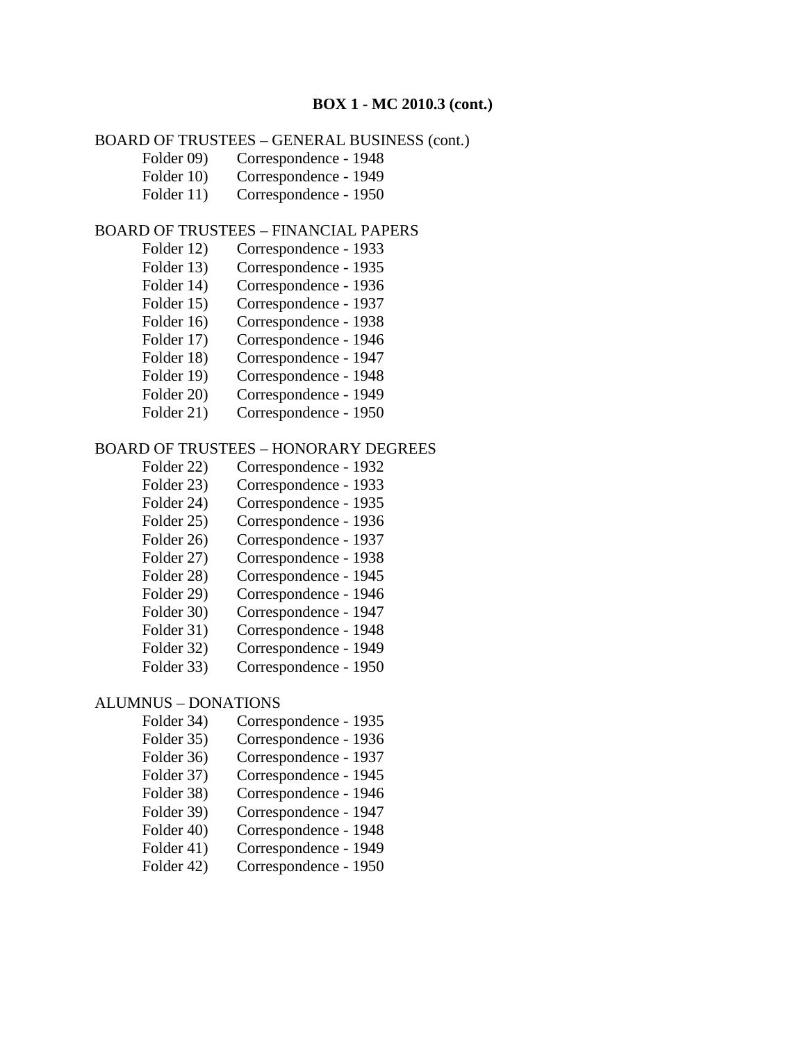**BOX 1 - MC 2010.3 (cont.)**

BOARD OF TRUSTEES – GENERAL BUSINESS (cont.)

- Folder 09) Correspondence - 1948
- Folder 10) Correspondence - 1949
- Folder 11) Correspondence - 1950

BOARD OF TRUSTEES – FINANCIAL PAPERS

- Folder 12) Correspondence - 1933
- Folder 13) Correspondence - 1935
- Folder 14) Correspondence - 1936
- Folder 15) Correspondence - 1937
- Folder 16) Correspondence - 1938
- Folder 17) Correspondence - 1946
- Folder 18) Correspondence - 1947
- Folder 19) Correspondence - 1948
- Folder 20) Correspondence - 1949
- Folder 21) Correspondence - 1950

BOARD OF TRUSTEES – HONORARY DEGREES

- Folder 22) Correspondence - 1932
- Folder 23) Correspondence - 1933
- Folder 24) Correspondence - 1935
- Folder 25) Correspondence - 1936
- Folder 26) Correspondence - 1937
- Folder 27) Correspondence - 1938
- Folder 28) Correspondence - 1945
- Folder 29) Correspondence - 1946
- Folder 30) Correspondence - 1947
- Folder 31) Correspondence - 1948
- Folder 32) Correspondence - 1949
- Folder 33) Correspondence - 1950

ALUMNUS – DONATIONS

- Folder 34) Correspondence - 1935
- Folder 35) Correspondence - 1936
- Folder 36) Correspondence - 1937
- Folder 37) Correspondence - 1945
- Folder 38) Correspondence - 1946
- Folder 39) Correspondence - 1947
- Folder 40) Correspondence - 1948
- Folder 41) Correspondence - 1949
- Folder 42) Correspondence - 1950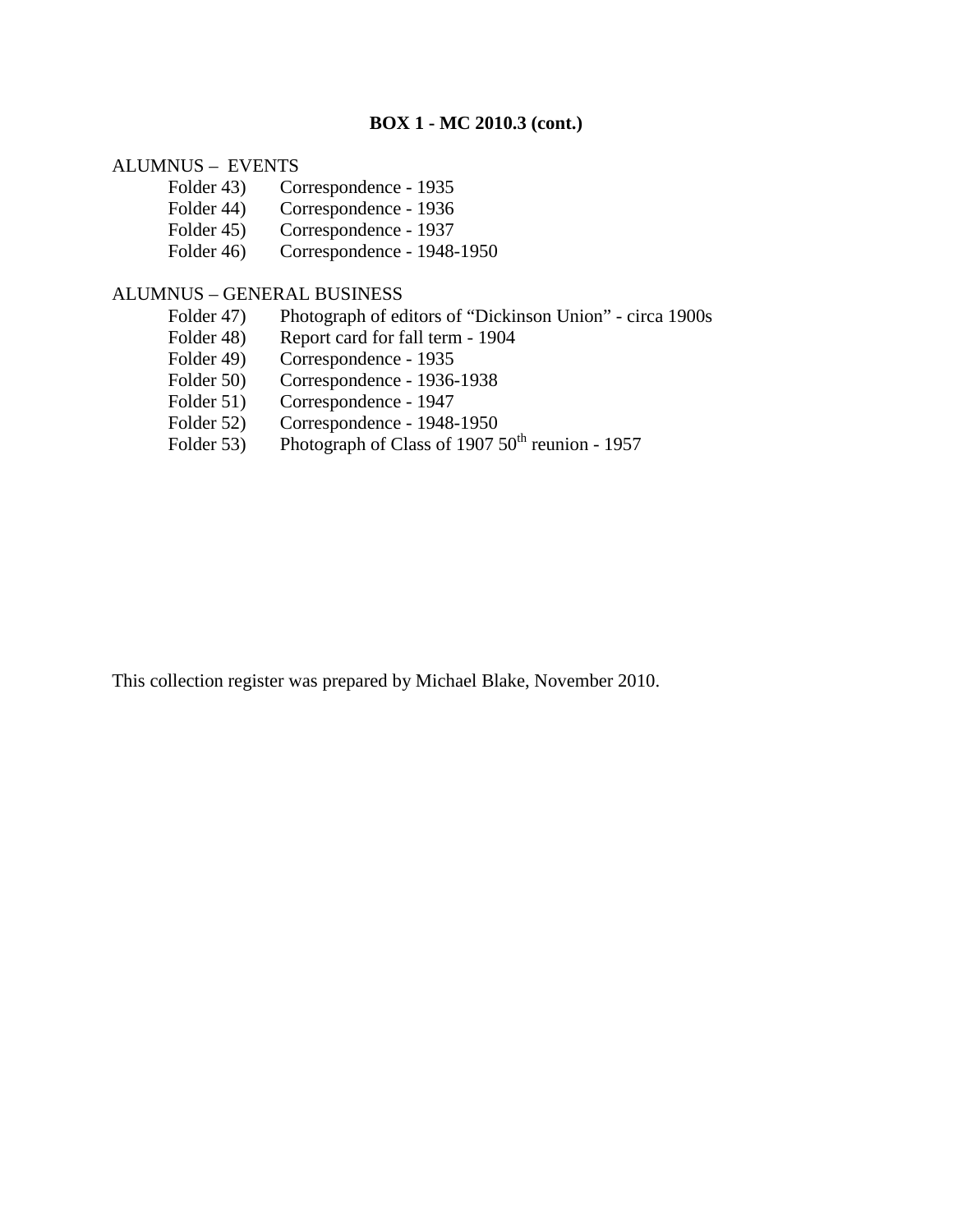**BOX 1 - MC 2010.3 (cont.)**

ALUMNUS – EVENTS

- Folder 43) Correspondence - 1935
- Folder 44) Correspondence - 1936
- Folder 45) Correspondence - 1937
- Folder 46) Correspondence - 1948-1950

ALUMNUS – GENERAL BUSINESS

- Folder 47) Photograph of editors of "Dickinson Union" - circa 1900s
- Folder 48) Report card for fall term - 1904
- Folder 49) Correspondence - 1935
- Folder 50) Correspondence - 1936-1938
- Folder 51) Correspondence - 1947
- Folder 52) Correspondence - 1948-1950
- Folder 53) Photograph of Class of 1907 50th reunion - 1957

This collection register was prepared by Michael Blake, November 2010.